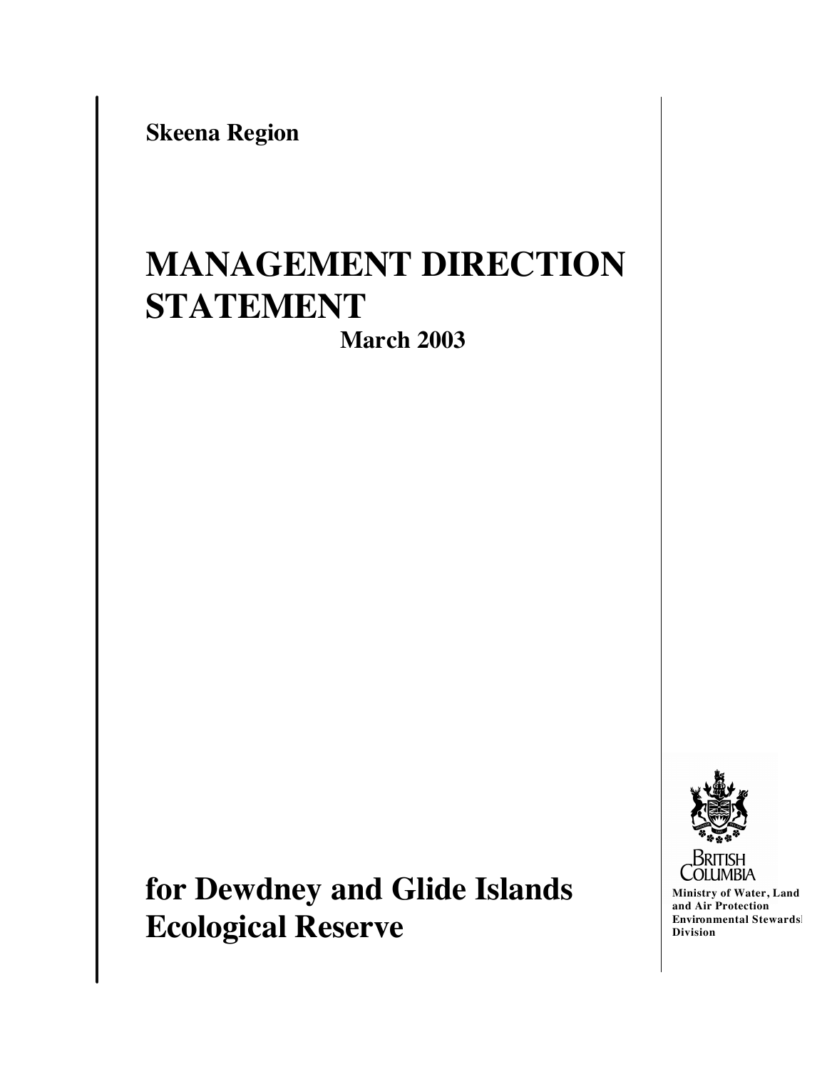**Skeena Region**

# MANAGEMENT DIRECTION STATEMENT

**March 2003**

# for Dewdney and Glide Islands Ecological Reserve

BRITISH COLUMBIA

**Ministry of Water, Land and Air Protection**
**Environmental Stewardship Division**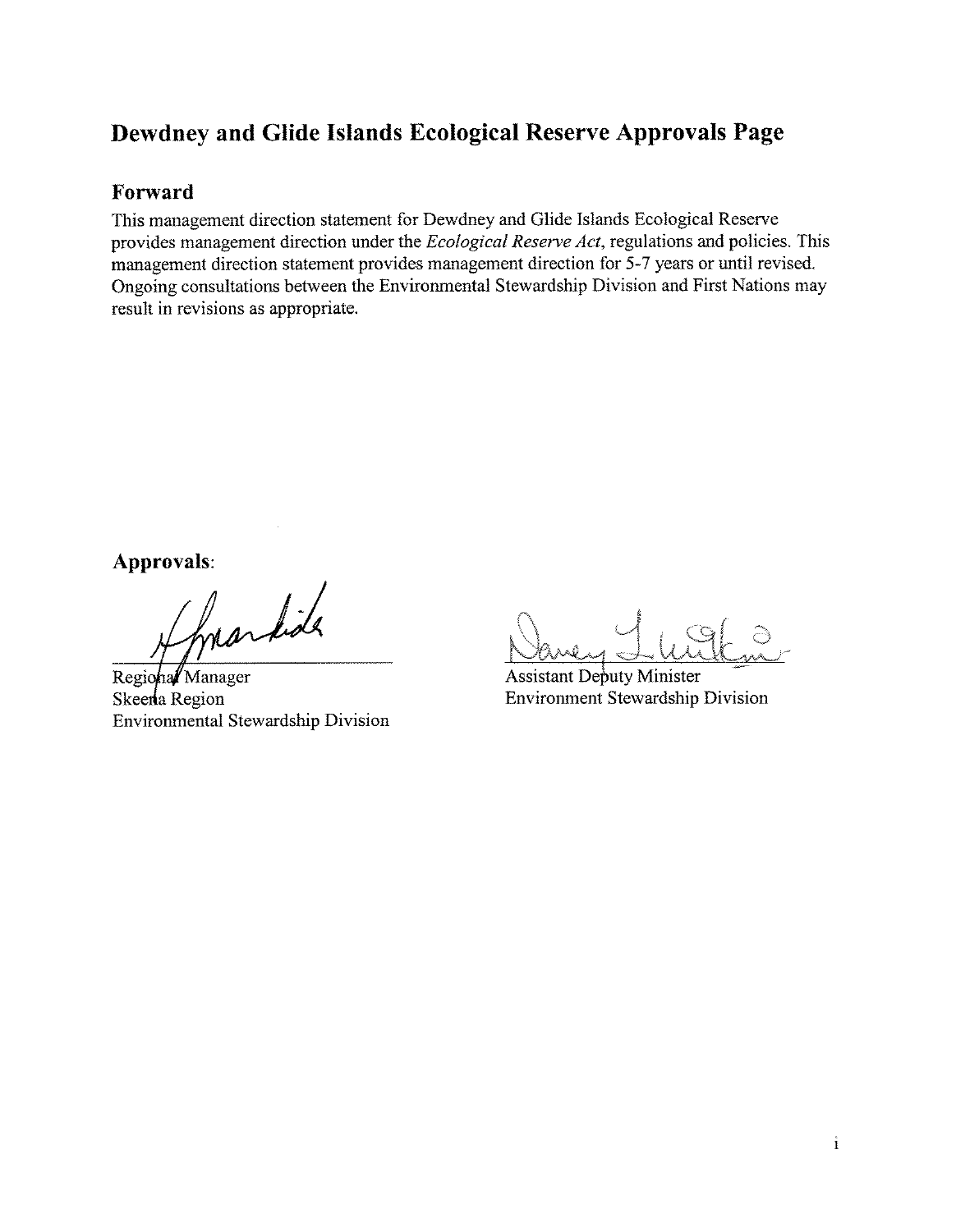# Dewdney and Glide Islands Ecological Reserve Approvals Page

## Forward

This management direction statement for Dewdney and Glide Islands Ecological Reserve provides management direction under the *Ecological Reserve Act*, regulations and policies. This management direction statement provides management direction for 5-7 years or until revised. Ongoing consultations between the Environmental Stewardship Division and First Nations may result in revisions as appropriate.

## Approvals:

Regional Manager
Skeena Region
Environmental Stewardship Division

Assistant Deputy Minister
Environment Stewardship Division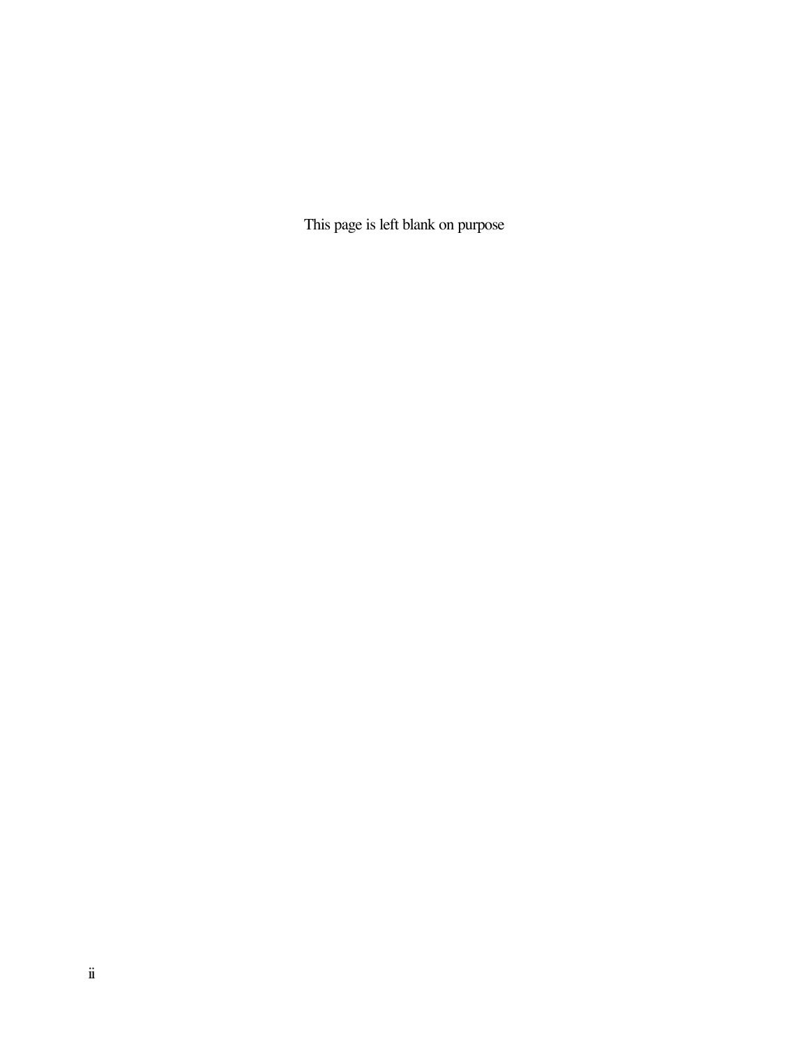This page is left blank on purpose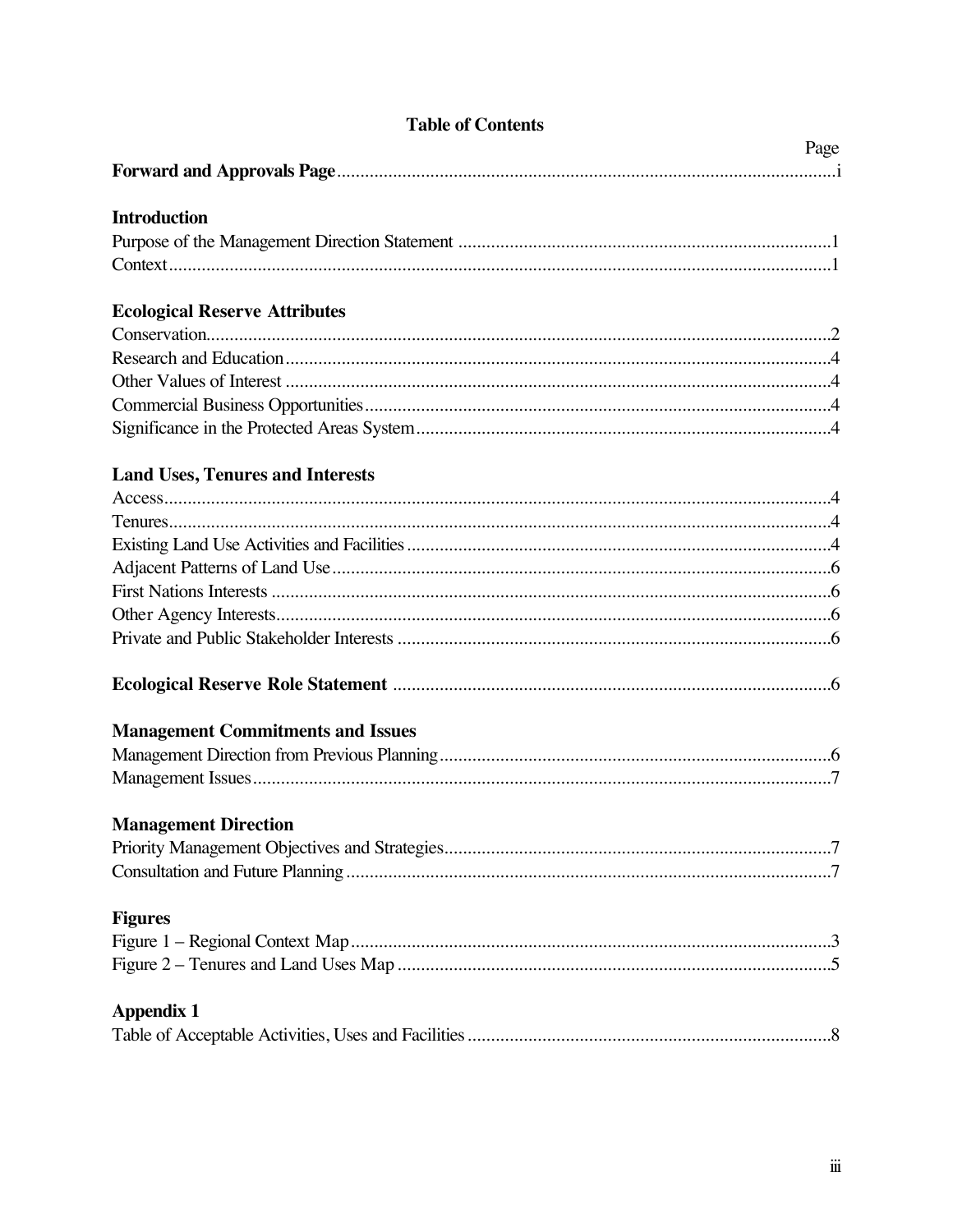# Table of Contents

| | Page |
|---|---|
| **Forward and Approvals Page** | i |
| | |
| **Introduction** | |
| Purpose of the Management Direction Statement | 1 |
| Context | 1 |
| | |
| **Ecological Reserve Attributes** | |
| Conservation | 2 |
| Research and Education | 4 |
| Other Values of Interest | 4 |
| Commercial Business Opportunities | 4 |
| Significance in the Protected Areas System | 4 |
| | |
| **Land Uses, Tenures and Interests** | |
| Access | 4 |
| Tenures | 4 |
| Existing Land Use Activities and Facilities | 4 |
| Adjacent Patterns of Land Use | 6 |
| First Nations Interests | 6 |
| Other Agency Interests | 6 |
| Private and Public Stakeholder Interests | 6 |
| | |
| **Ecological Reserve Role Statement** | 6 |
| | |
| **Management Commitments and Issues** | |
| Management Direction from Previous Planning | 6 |
| Management Issues | 7 |
| | |
| **Management Direction** | |
| Priority Management Objectives and Strategies | 7 |
| Consultation and Future Planning | 7 |
| | |
| **Figures** | |
| Figure 1 – Regional Context Map | 3 |
| Figure 2 – Tenures and Land Uses Map | 5 |
| | |
| **Appendix 1** | |
| Table of Acceptable Activities, Uses and Facilities | 8 |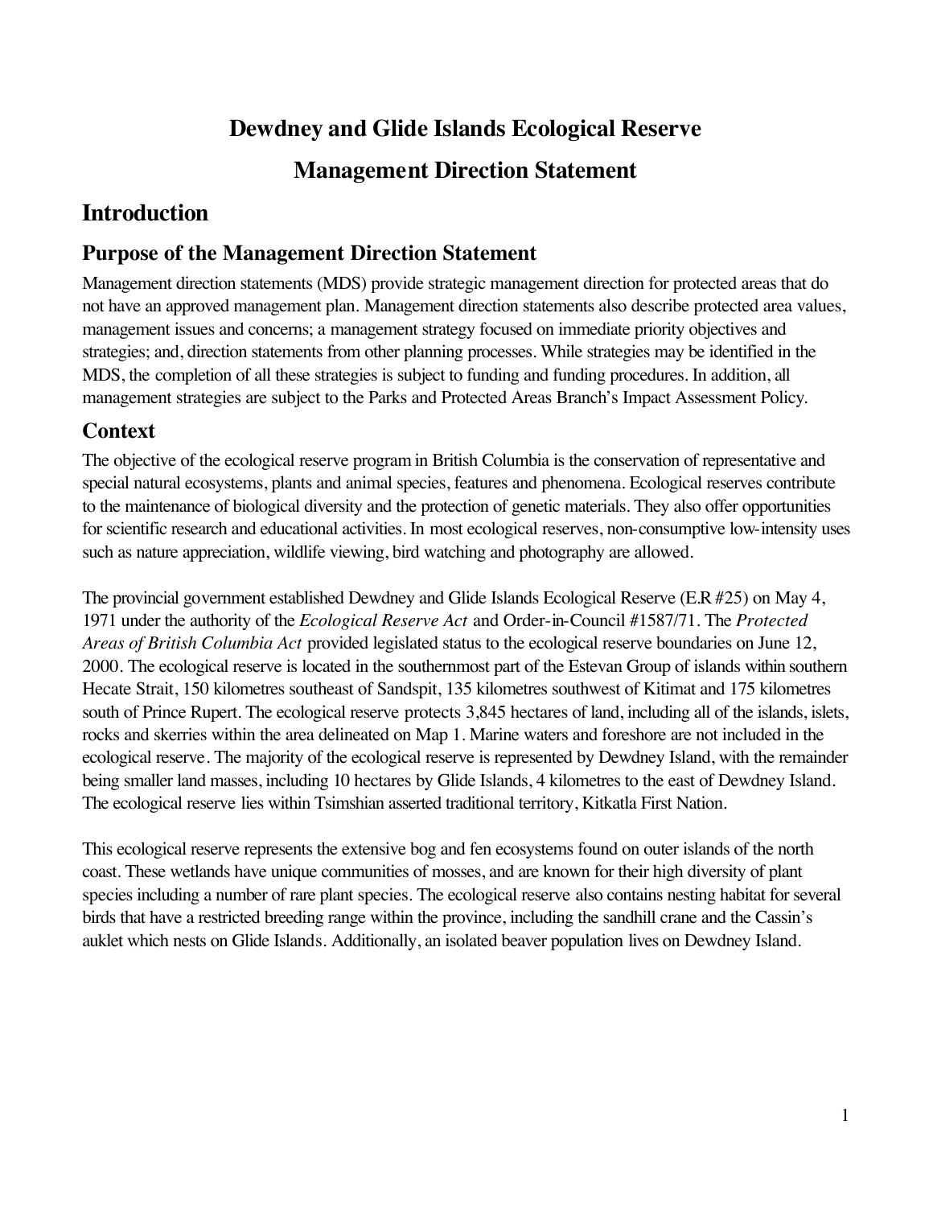# Dewdney and Glide Islands Ecological Reserve

# Management Direction Statement

## Introduction

### Purpose of the Management Direction Statement

Management direction statements (MDS) provide strategic management direction for protected areas that do not have an approved management plan. Management direction statements also describe protected area values, management issues and concerns; a management strategy focused on immediate priority objectives and strategies; and, direction statements from other planning processes. While strategies may be identified in the MDS, the completion of all these strategies is subject to funding and funding procedures. In addition, all management strategies are subject to the Parks and Protected Areas Branch's Impact Assessment Policy.

### Context

The objective of the ecological reserve program in British Columbia is the conservation of representative and special natural ecosystems, plants and animal species, features and phenomena. Ecological reserves contribute to the maintenance of biological diversity and the protection of genetic materials. They also offer opportunities for scientific research and educational activities. In most ecological reserves, non-consumptive low-intensity uses such as nature appreciation, wildlife viewing, bird watching and photography are allowed.

The provincial government established Dewdney and Glide Islands Ecological Reserve (E.R #25) on May 4, 1971 under the authority of the *Ecological Reserve Act* and Order-in-Council #1587/71. The *Protected Areas of British Columbia Act* provided legislated status to the ecological reserve boundaries on June 12, 2000. The ecological reserve is located in the southernmost part of the Estevan Group of islands within southern Hecate Strait, 150 kilometres southeast of Sandspit, 135 kilometres southwest of Kitimat and 175 kilometres south of Prince Rupert. The ecological reserve protects 3,845 hectares of land, including all of the islands, islets, rocks and skerries within the area delineated on Map 1. Marine waters and foreshore are not included in the ecological reserve. The majority of the ecological reserve is represented by Dewdney Island, with the remainder being smaller land masses, including 10 hectares by Glide Islands, 4 kilometres to the east of Dewdney Island. The ecological reserve lies within Tsimshian asserted traditional territory, Kitkatla First Nation.

This ecological reserve represents the extensive bog and fen ecosystems found on outer islands of the north coast. These wetlands have unique communities of mosses, and are known for their high diversity of plant species including a number of rare plant species. The ecological reserve also contains nesting habitat for several birds that have a restricted breeding range within the province, including the sandhill crane and the Cassin's auklet which nests on Glide Islands. Additionally, an isolated beaver population lives on Dewdney Island.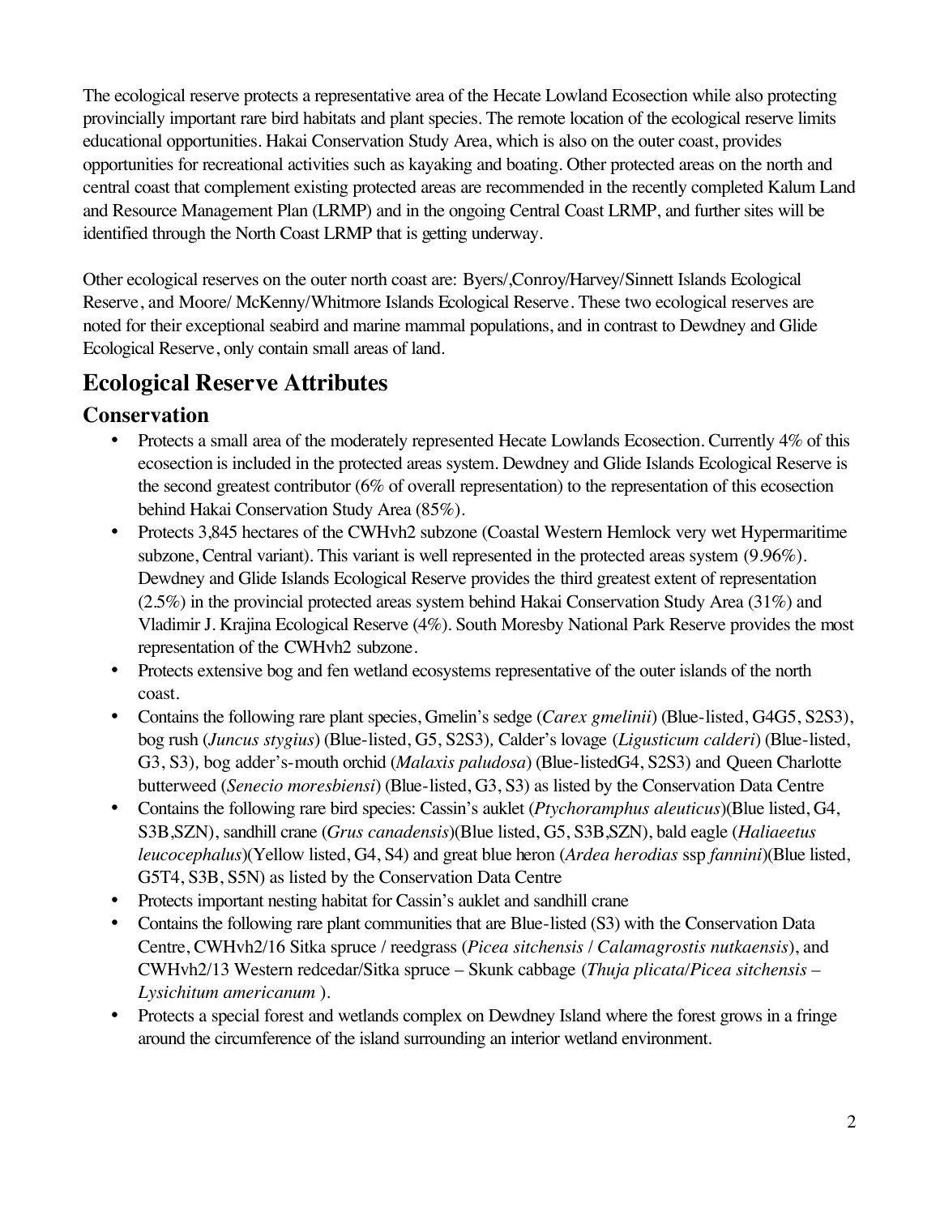The ecological reserve protects a representative area of the Hecate Lowland Ecosection while also protecting provincially important rare bird habitats and plant species. The remote location of the ecological reserve limits educational opportunities. Hakai Conservation Study Area, which is also on the outer coast, provides opportunities for recreational activities such as kayaking and boating. Other protected areas on the north and central coast that complement existing protected areas are recommended in the recently completed Kalum Land and Resource Management Plan (LRMP) and in the ongoing Central Coast LRMP, and further sites will be identified through the North Coast LRMP that is getting underway.

Other ecological reserves on the outer north coast are: Byers/,Conroy/Harvey/Sinnett Islands Ecological Reserve, and Moore/ McKenny/Whitmore Islands Ecological Reserve. These two ecological reserves are noted for their exceptional seabird and marine mammal populations, and in contrast to Dewdney and Glide Ecological Reserve, only contain small areas of land.

# Ecological Reserve Attributes

## Conservation

- Protects a small area of the moderately represented Hecate Lowlands Ecosection. Currently 4% of this ecosection is included in the protected areas system. Dewdney and Glide Islands Ecological Reserve is the second greatest contributor (6% of overall representation) to the representation of this ecosection behind Hakai Conservation Study Area (85%).
- Protects 3,845 hectares of the CWHvh2 subzone (Coastal Western Hemlock very wet Hypermaritime subzone, Central variant). This variant is well represented in the protected areas system (9.96%). Dewdney and Glide Islands Ecological Reserve provides the third greatest extent of representation (2.5%) in the provincial protected areas system behind Hakai Conservation Study Area (31%) and Vladimir J. Krajina Ecological Reserve (4%). South Moresby National Park Reserve provides the most representation of the CWHvh2 subzone.
- Protects extensive bog and fen wetland ecosystems representative of the outer islands of the north coast.
- Contains the following rare plant species, Gmelin's sedge (*Carex gmelinii*) (Blue-listed, G4G5, S2S3), bog rush (*Juncus stygius*) (Blue-listed, G5, S2S3), Calder's lovage (*Ligusticum calderi*) (Blue-listed, G3, S3), bog adder's-mouth orchid (*Malaxis paludosa*) (Blue-listedG4, S2S3) and Queen Charlotte butterweed (*Senecio moresbiensi*) (Blue-listed, G3, S3) as listed by the Conservation Data Centre
- Contains the following rare bird species: Cassin's auklet (*Ptychoramphus aleuticus*)(Blue listed, G4, S3B,SZN), sandhill crane (*Grus canadensis*)(Blue listed, G5, S3B,SZN), bald eagle (*Haliaeetus leucocephalus*)(Yellow listed, G4, S4) and great blue heron (*Ardea herodias* ssp *fannini*)(Blue listed, G5T4, S3B, S5N) as listed by the Conservation Data Centre
- Protects important nesting habitat for Cassin's auklet and sandhill crane
- Contains the following rare plant communities that are Blue-listed (S3) with the Conservation Data Centre, CWHvh2/16 Sitka spruce / reedgrass (*Picea sitchensis* / *Calamagrostis nutkaensis*), and CWHvh2/13 Western redcedar/Sitka spruce – Skunk cabbage (*Thuja plicata*/*Picea sitchensis* – *Lysichitum americanum* ).
- Protects a special forest and wetlands complex on Dewdney Island where the forest grows in a fringe around the circumference of the island surrounding an interior wetland environment.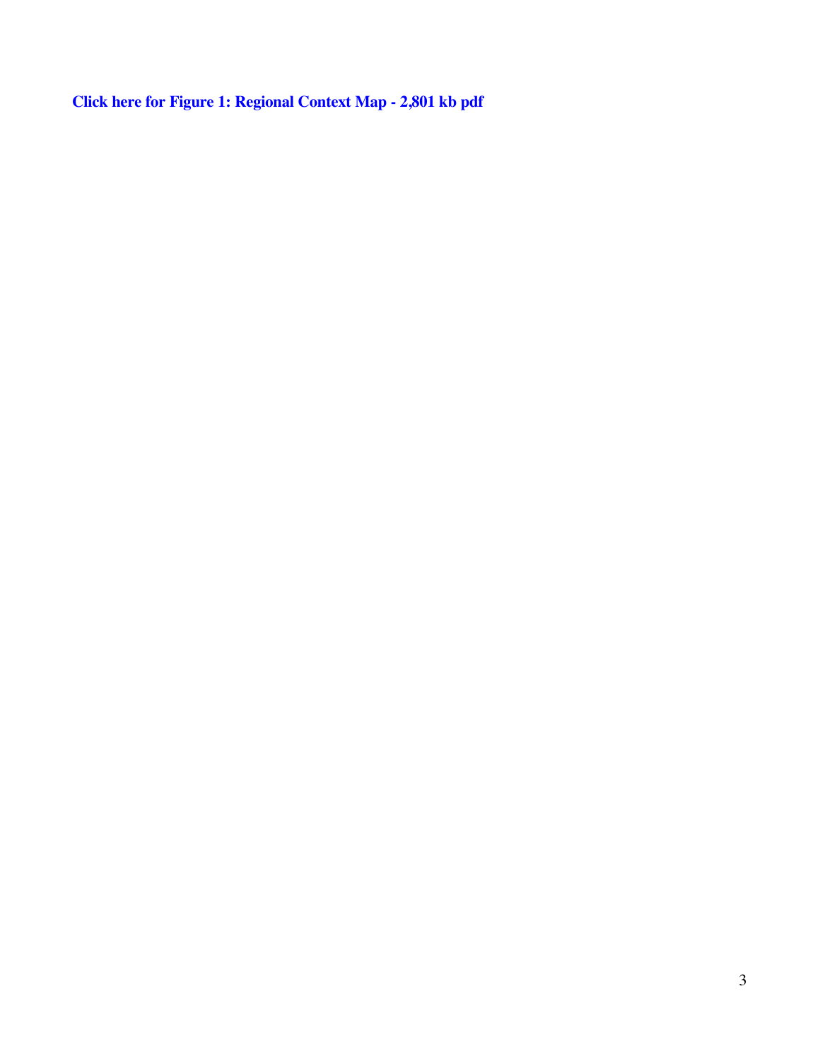**Click here for Figure 1: Regional Context Map - 2,801 kb pdf**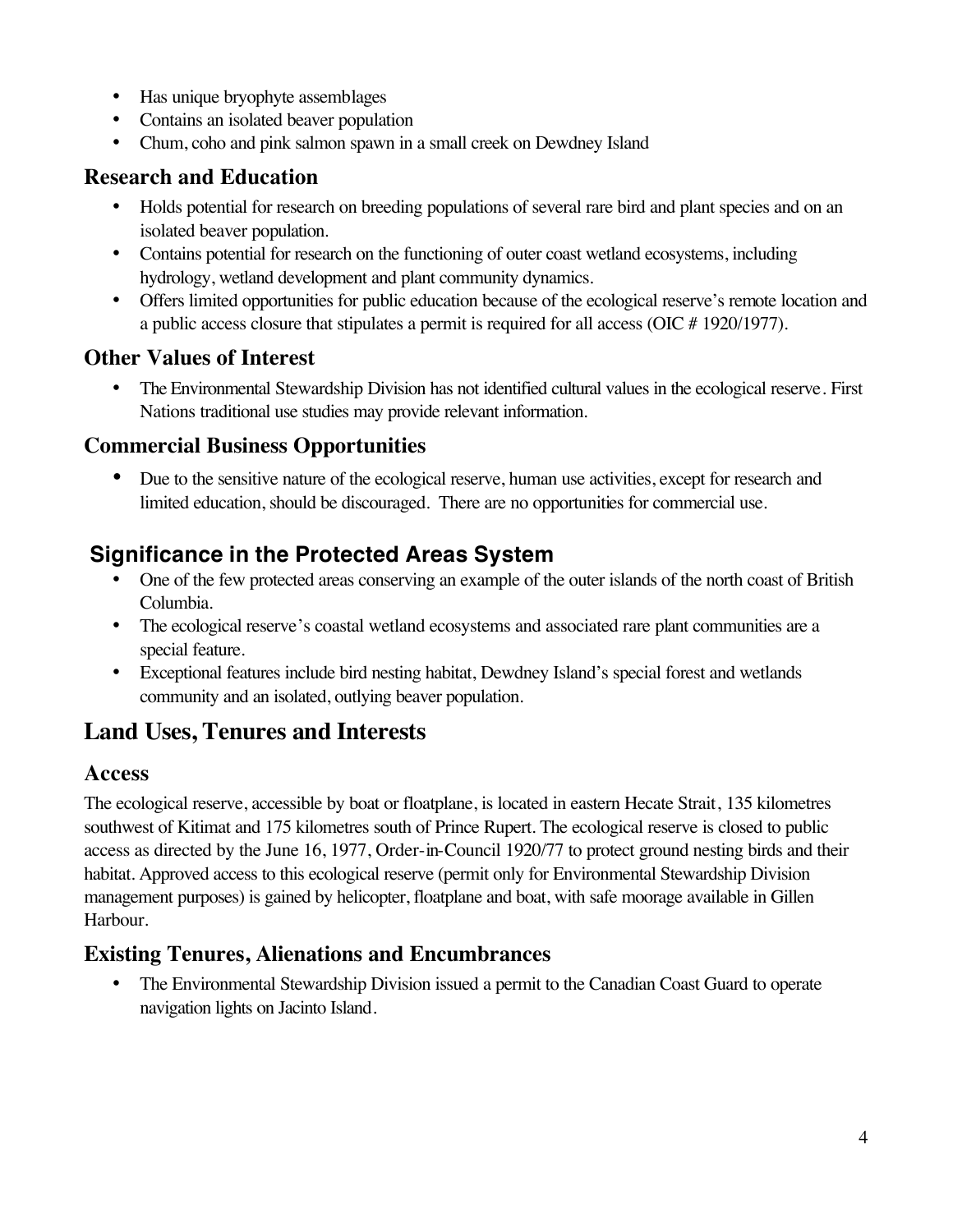- Has unique bryophyte assemblages
- Contains an isolated beaver population
- Chum, coho and pink salmon spawn in a small creek on Dewdney Island

### Research and Education

- Holds potential for research on breeding populations of several rare bird and plant species and on an isolated beaver population.
- Contains potential for research on the functioning of outer coast wetland ecosystems, including hydrology, wetland development and plant community dynamics.
- Offers limited opportunities for public education because of the ecological reserve's remote location and a public access closure that stipulates a permit is required for all access (OIC # 1920/1977).

### Other Values of Interest

- The Environmental Stewardship Division has not identified cultural values in the ecological reserve. First Nations traditional use studies may provide relevant information.

### Commercial Business Opportunities

- Due to the sensitive nature of the ecological reserve, human use activities, except for research and limited education, should be discouraged. There are no opportunities for commercial use.

### Significance in the Protected Areas System

- One of the few protected areas conserving an example of the outer islands of the north coast of British Columbia.
- The ecological reserve's coastal wetland ecosystems and associated rare plant communities are a special feature.
- Exceptional features include bird nesting habitat, Dewdney Island's special forest and wetlands community and an isolated, outlying beaver population.

## Land Uses, Tenures and Interests

### Access

The ecological reserve, accessible by boat or floatplane, is located in eastern Hecate Strait, 135 kilometres southwest of Kitimat and 175 kilometres south of Prince Rupert. The ecological reserve is closed to public access as directed by the June 16, 1977, Order-in-Council 1920/77 to protect ground nesting birds and their habitat. Approved access to this ecological reserve (permit only for Environmental Stewardship Division management purposes) is gained by helicopter, floatplane and boat, with safe moorage available in Gillen Harbour.

### Existing Tenures, Alienations and Encumbrances

- The Environmental Stewardship Division issued a permit to the Canadian Coast Guard to operate navigation lights on Jacinto Island.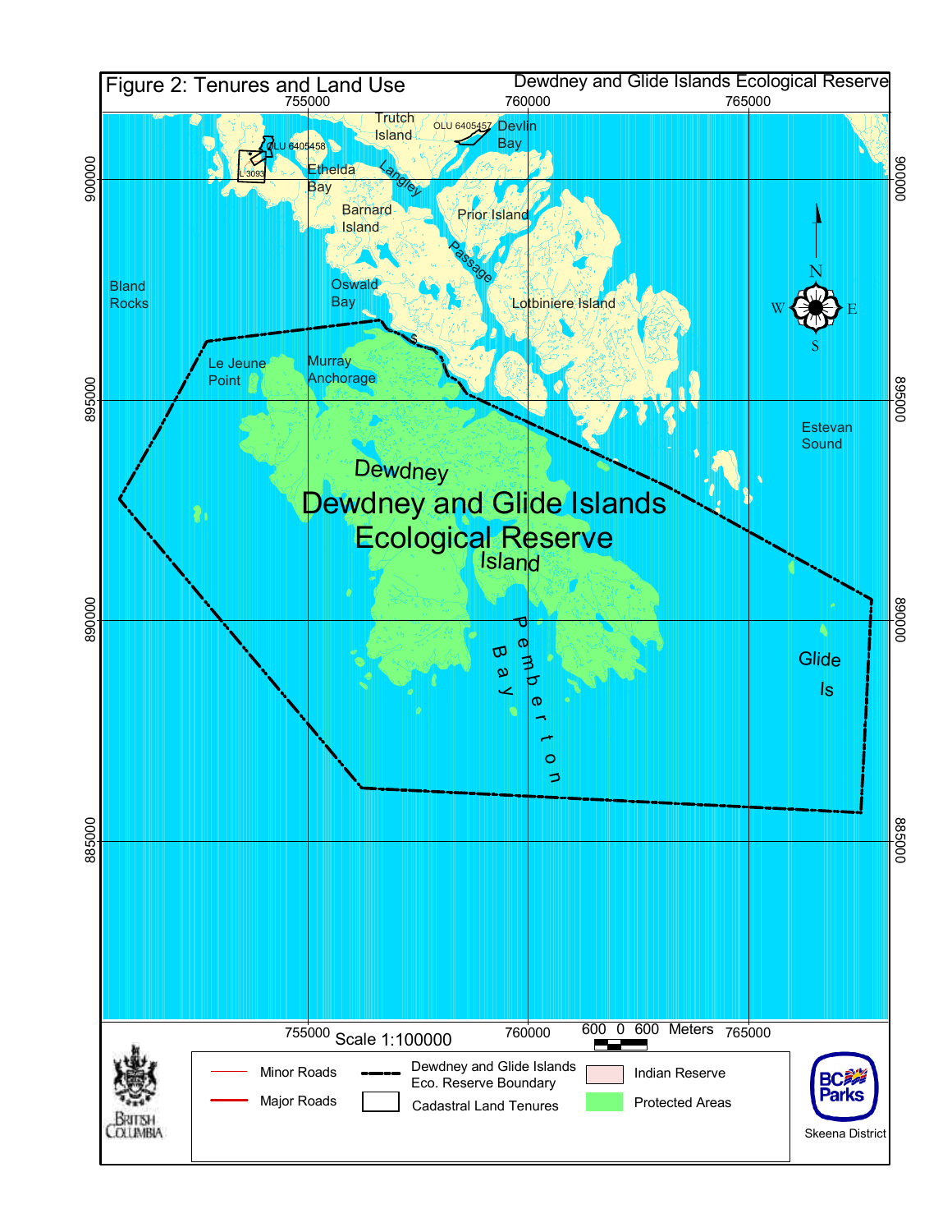# Figure 2: Tenures and Land Use

Dewdney and Glide Islands Ecological Reserve

755000 760000 765000

900000 895000 890000 885000

Trutch Island

OLU 6405457

Devlin Bay

OLU 6405458

L 3093

Ethelda Bay

Langley Passage

Barnard Island

Prior Island

Bland Rocks

Oswald Bay

Lotbiniere Island

Le Jeune Point

Murray Anchorage

Estevan Sound

Dewdney Island

Dewdney and Glide Islands Ecological Reserve

Pemberton Bay

Glide Is

Scale 1:100000

600 0 600 Meters

| Legend | |
|---|---|
| Minor Roads | Dewdney and Glide Islands Eco. Reserve Boundary |
| Major Roads | Cadastral Land Tenures |
| Indian Reserve | Protected Areas |

British Columbia

BC Parks

Skeena District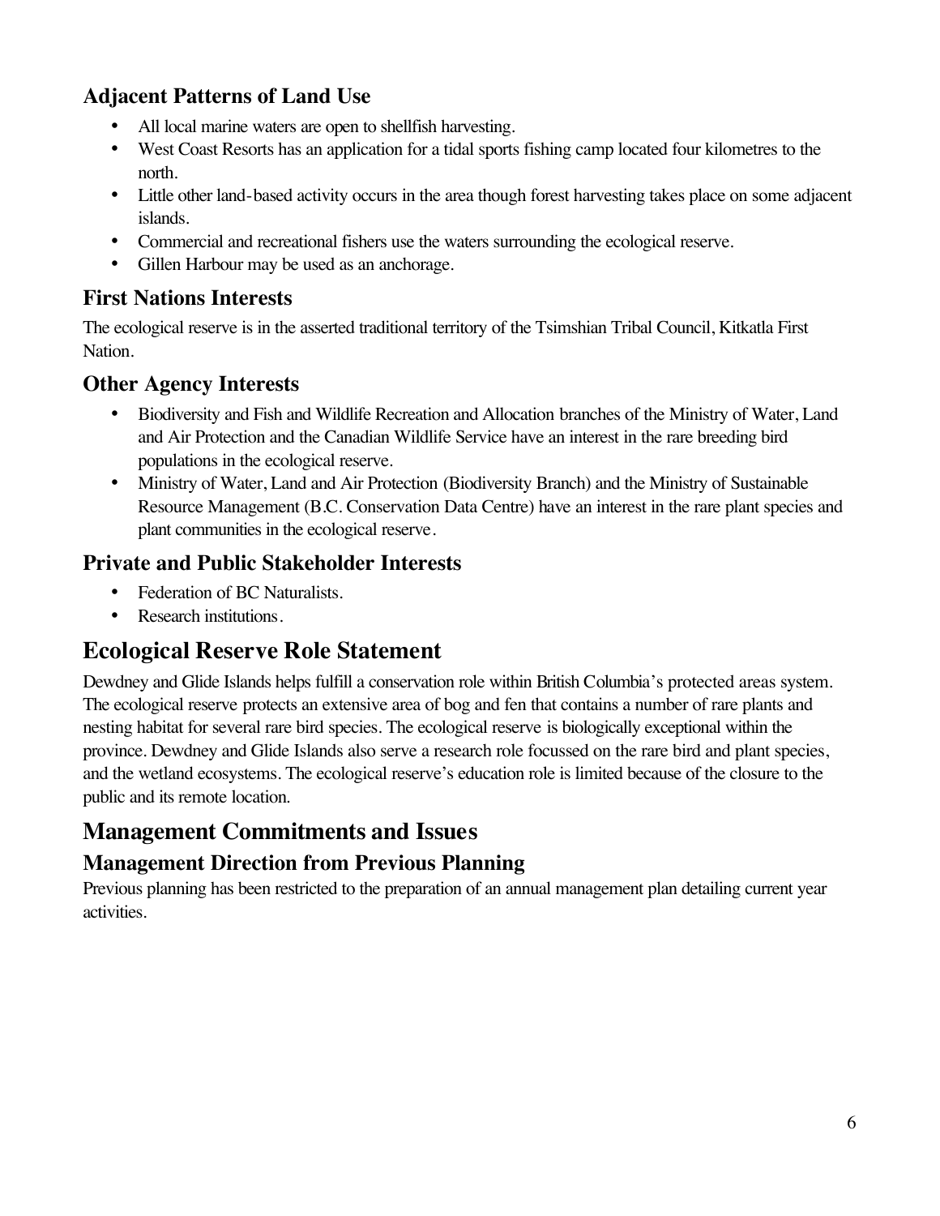### Adjacent Patterns of Land Use

- All local marine waters are open to shellfish harvesting.
- West Coast Resorts has an application for a tidal sports fishing camp located four kilometres to the north.
- Little other land-based activity occurs in the area though forest harvesting takes place on some adjacent islands.
- Commercial and recreational fishers use the waters surrounding the ecological reserve.
- Gillen Harbour may be used as an anchorage.

### First Nations Interests

The ecological reserve is in the asserted traditional territory of the Tsimshian Tribal Council, Kitkatla First Nation.

### Other Agency Interests

- Biodiversity and Fish and Wildlife Recreation and Allocation branches of the Ministry of Water, Land and Air Protection and the Canadian Wildlife Service have an interest in the rare breeding bird populations in the ecological reserve.
- Ministry of Water, Land and Air Protection (Biodiversity Branch) and the Ministry of Sustainable Resource Management (B.C. Conservation Data Centre) have an interest in the rare plant species and plant communities in the ecological reserve.

### Private and Public Stakeholder Interests

- Federation of BC Naturalists.
- Research institutions.

## Ecological Reserve Role Statement

Dewdney and Glide Islands helps fulfill a conservation role within British Columbia's protected areas system. The ecological reserve protects an extensive area of bog and fen that contains a number of rare plants and nesting habitat for several rare bird species. The ecological reserve is biologically exceptional within the province. Dewdney and Glide Islands also serve a research role focussed on the rare bird and plant species, and the wetland ecosystems. The ecological reserve's education role is limited because of the closure to the public and its remote location.

## Management Commitments and Issues

### Management Direction from Previous Planning

Previous planning has been restricted to the preparation of an annual management plan detailing current year activities.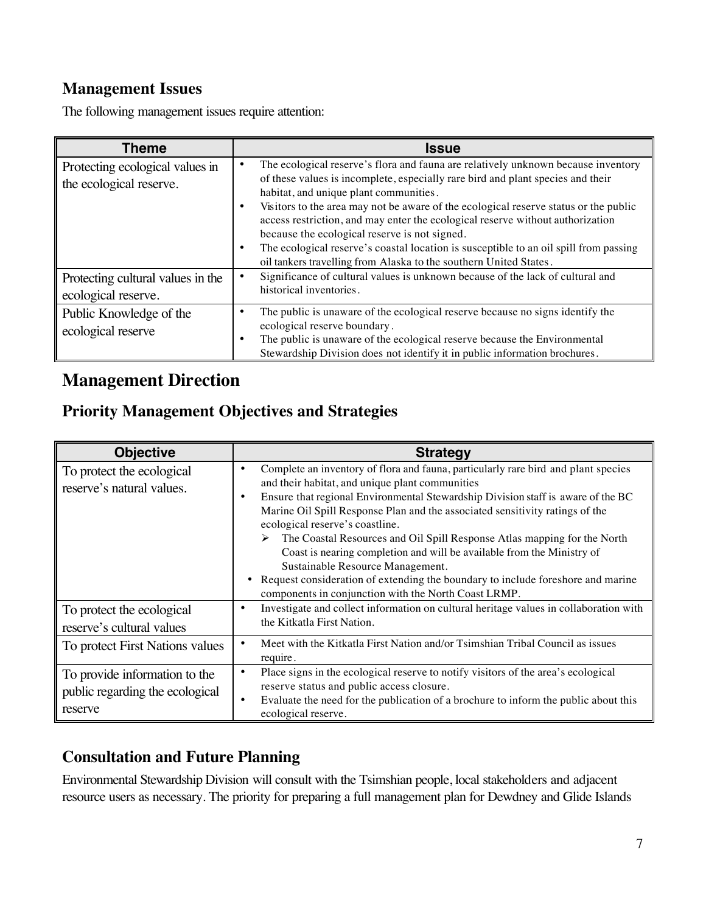## Management Issues

The following management issues require attention:

| Theme | Issue |
|---|---|
| Protecting ecological values in the ecological reserve. | • The ecological reserve's flora and fauna are relatively unknown because inventory of these values is incomplete, especially rare bird and plant species and their habitat, and unique plant communities. <br>• Visitors to the area may not be aware of the ecological reserve status or the public access restriction, and may enter the ecological reserve without authorization because the ecological reserve is not signed. <br>• The ecological reserve's coastal location is susceptible to an oil spill from passing oil tankers travelling from Alaska to the southern United States. |
| Protecting cultural values in the ecological reserve. | • Significance of cultural values is unknown because of the lack of cultural and historical inventories. |
| Public Knowledge of the ecological reserve | • The public is unaware of the ecological reserve because no signs identify the ecological reserve boundary. <br>• The public is unaware of the ecological reserve because the Environmental Stewardship Division does not identify it in public information brochures. |

## Management Direction

### Priority Management Objectives and Strategies

| Objective | Strategy |
|---|---|
| To protect the ecological reserve's natural values. | • Complete an inventory of flora and fauna, particularly rare bird and plant species and their habitat, and unique plant communities <br>• Ensure that regional Environmental Stewardship Division staff is aware of the BC Marine Oil Spill Response Plan and the associated sensitivity ratings of the ecological reserve's coastline. <br>&nbsp;&nbsp;&nbsp;➢ The Coastal Resources and Oil Spill Response Atlas mapping for the North Coast is nearing completion and will be available from the Ministry of Sustainable Resource Management. <br>• Request consideration of extending the boundary to include foreshore and marine components in conjunction with the North Coast LRMP. |
| To protect the ecological reserve's cultural values | • Investigate and collect information on cultural heritage values in collaboration with the Kitkatla First Nation. |
| To protect First Nations values | • Meet with the Kitkatla First Nation and/or Tsimshian Tribal Council as issues require. |
| To provide information to the public regarding the ecological reserve | • Place signs in the ecological reserve to notify visitors of the area's ecological reserve status and public access closure. <br>• Evaluate the need for the publication of a brochure to inform the public about this ecological reserve. |

### Consultation and Future Planning

Environmental Stewardship Division will consult with the Tsimshian people, local stakeholders and adjacent resource users as necessary. The priority for preparing a full management plan for Dewdney and Glide Islands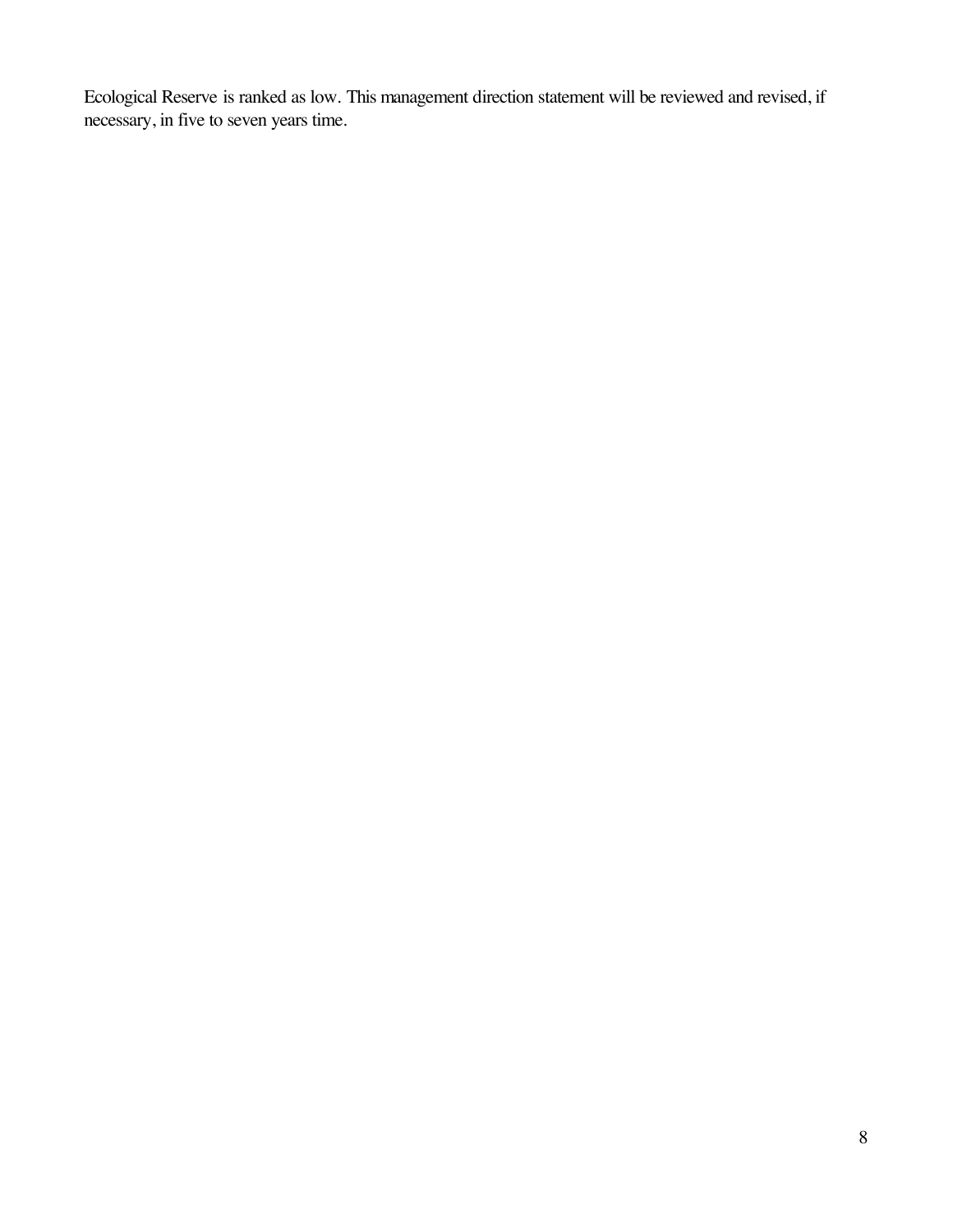Ecological Reserve is ranked as low. This management direction statement will be reviewed and revised, if necessary, in five to seven years time.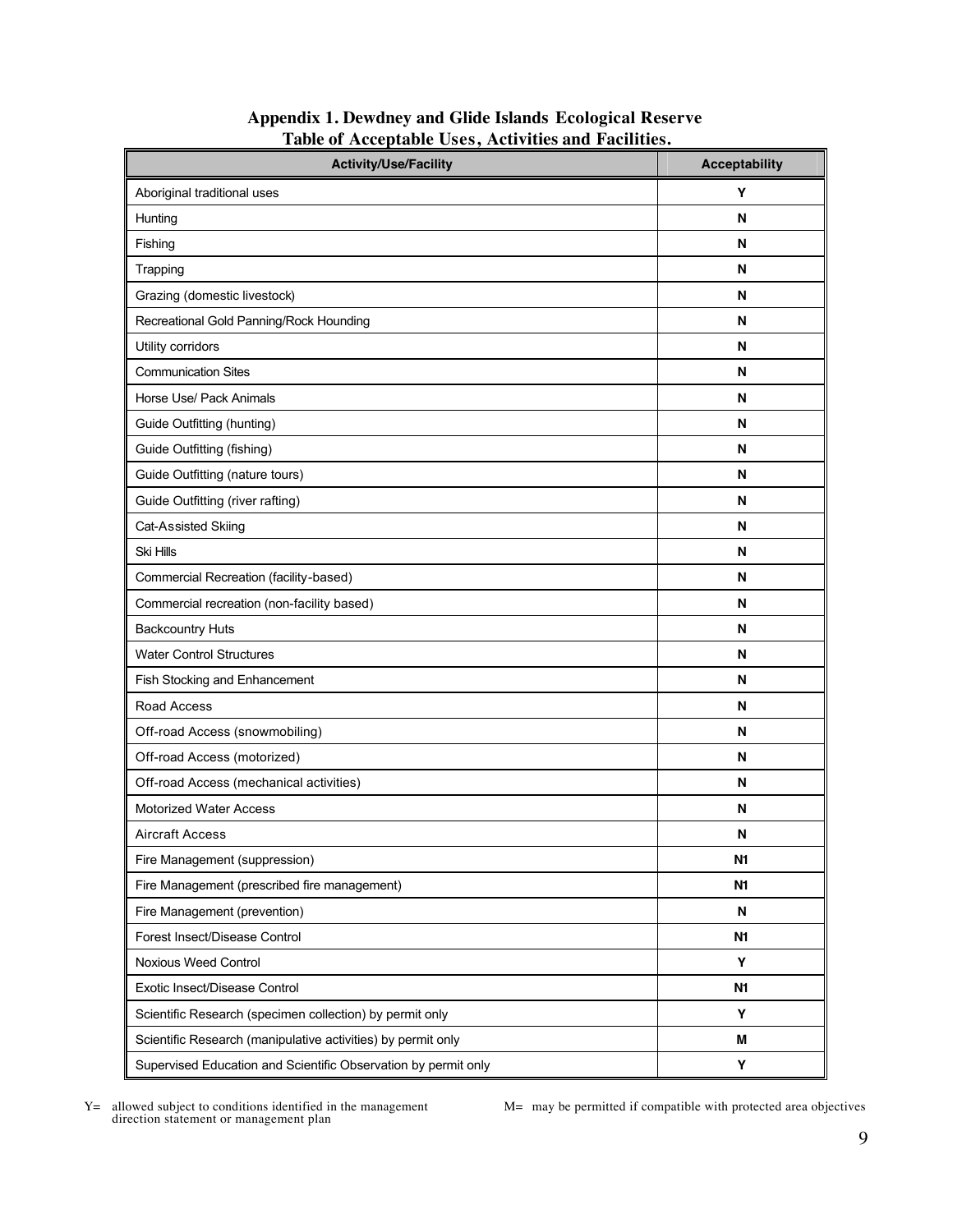**Appendix 1. Dewdney and Glide Islands Ecological Reserve**
**Table of Acceptable Uses, Activities and Facilities.**

| Activity/Use/Facility | Acceptability |
| --- | --- |
| Aboriginal traditional uses | Y |
| Hunting | N |
| Fishing | N |
| Trapping | N |
| Grazing (domestic livestock) | N |
| Recreational Gold Panning/Rock Hounding | N |
| Utility corridors | N |
| Communication Sites | N |
| Horse Use/ Pack Animals | N |
| Guide Outfitting (hunting) | N |
| Guide Outfitting (fishing) | N |
| Guide Outfitting (nature tours) | N |
| Guide Outfitting (river rafting) | N |
| Cat-Assisted Skiing | N |
| Ski Hills | N |
| Commercial Recreation (facility-based) | N |
| Commercial recreation (non-facility based) | N |
| Backcountry Huts | N |
| Water Control Structures | N |
| Fish Stocking and Enhancement | N |
| Road Access | N |
| Off-road Access (snowmobiling) | N |
| Off-road Access (motorized) | N |
| Off-road Access (mechanical activities) | N |
| Motorized Water Access | N |
| Aircraft Access | N |
| Fire Management (suppression) | N1 |
| Fire Management (prescribed fire management) | N1 |
| Fire Management (prevention) | N |
| Forest Insect/Disease Control | N1 |
| Noxious Weed Control | Y |
| Exotic Insect/Disease Control | N1 |
| Scientific Research (specimen collection) by permit only | Y |
| Scientific Research (manipulative activities) by permit only | M |
| Supervised Education and Scientific Observation by permit only | Y |

Y= allowed subject to conditions identified in the management direction statement or management plan

M= may be permitted if compatible with protected area objectives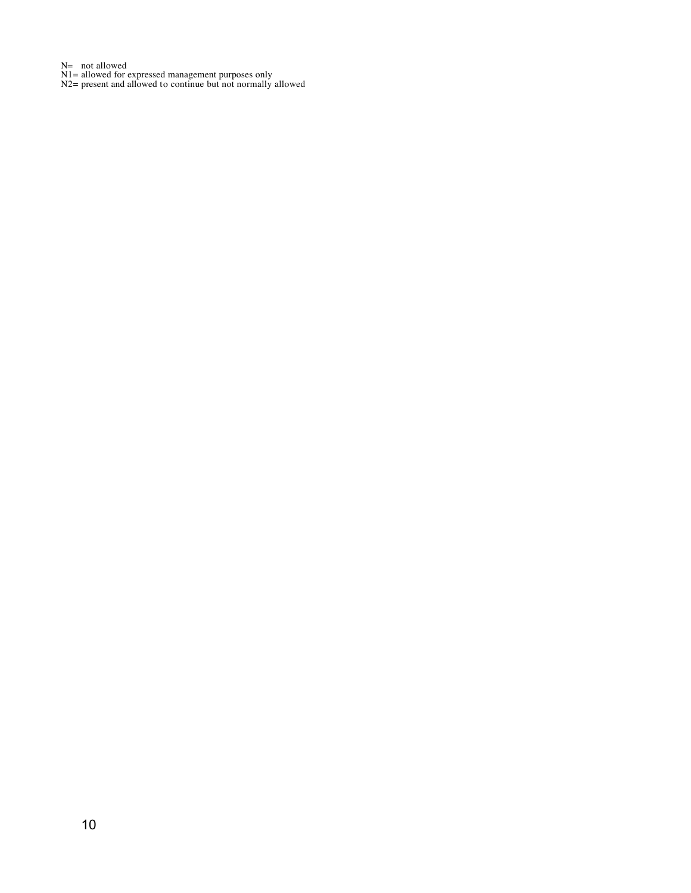N= not allowed
N1= allowed for expressed management purposes only
N2= present and allowed to continue but not normally allowed